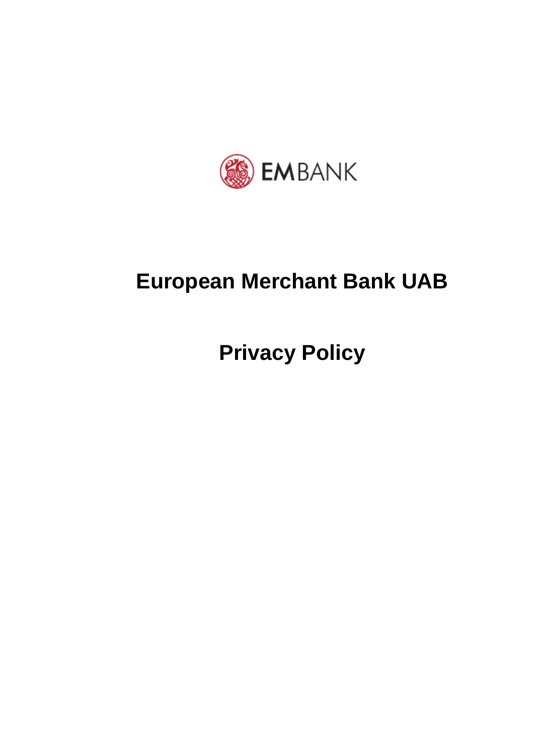EMBANK

# European Merchant Bank UAB

# Privacy Policy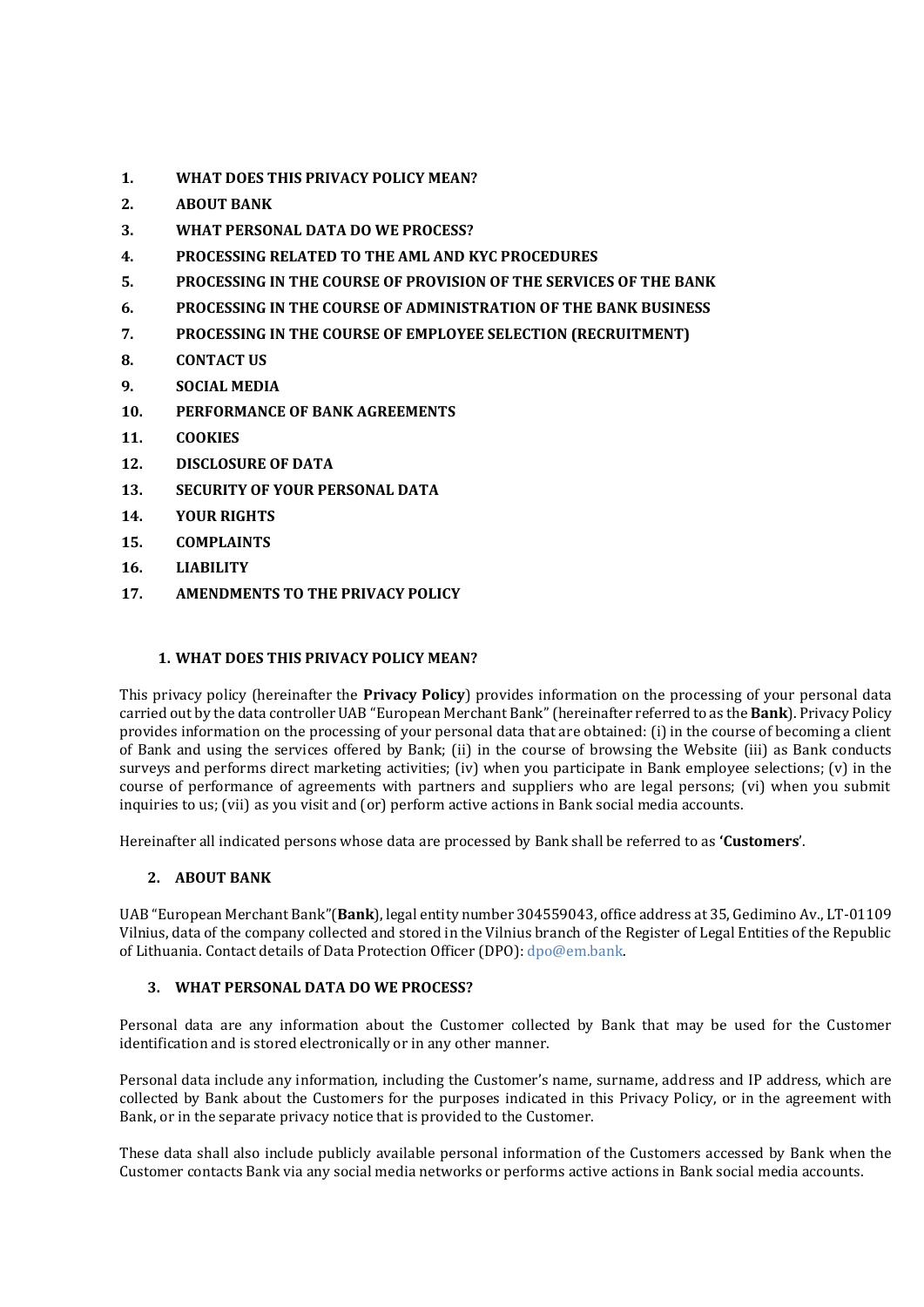1. **WHAT DOES THIS PRIVACY POLICY MEAN?**
2. **ABOUT BANK**
3. **WHAT PERSONAL DATA DO WE PROCESS?**
4. **PROCESSING RELATED TO THE AML AND KYC PROCEDURES**
5. **PROCESSING IN THE COURSE OF PROVISION OF THE SERVICES OF THE BANK**
6. **PROCESSING IN THE COURSE OF ADMINISTRATION OF THE BANK BUSINESS**
7. **PROCESSING IN THE COURSE OF EMPLOYEE SELECTION (RECRUITMENT)**
8. **CONTACT US**
9. **SOCIAL MEDIA**
10. **PERFORMANCE OF BANK AGREEMENTS**
11. **COOKIES**
12. **DISCLOSURE OF DATA**
13. **SECURITY OF YOUR PERSONAL DATA**
14. **YOUR RIGHTS**
15. **COMPLAINTS**
16. **LIABILITY**
17. **AMENDMENTS TO THE PRIVACY POLICY**

## 1. WHAT DOES THIS PRIVACY POLICY MEAN?

This privacy policy (hereinafter the **Privacy Policy**) provides information on the processing of your personal data carried out by the data controller UAB "European Merchant Bank" (hereinafter referred to as the **Bank**). Privacy Policy provides information on the processing of your personal data that are obtained: (i) in the course of becoming a client of Bank and using the services offered by Bank; (ii) in the course of browsing the Website (iii) as Bank conducts surveys and performs direct marketing activities; (iv) when you participate in Bank employee selections; (v) in the course of performance of agreements with partners and suppliers who are legal persons; (vi) when you submit inquiries to us; (vii) as you visit and (or) perform active actions in Bank social media accounts.

Hereinafter all indicated persons whose data are processed by Bank shall be referred to as **'Customers**'.

## 2. ABOUT BANK

UAB "European Merchant Bank"(**Bank**), legal entity number 304559043, office address at 35, Gedimino Av., LT-01109 Vilnius, data of the company collected and stored in the Vilnius branch of the Register of Legal Entities of the Republic of Lithuania. Contact details of Data Protection Officer (DPO): dpo@em.bank.

## 3. WHAT PERSONAL DATA DO WE PROCESS?

Personal data are any information about the Customer collected by Bank that may be used for the Customer identification and is stored electronically or in any other manner.

Personal data include any information, including the Customer's name, surname, address and IP address, which are collected by Bank about the Customers for the purposes indicated in this Privacy Policy, or in the agreement with Bank, or in the separate privacy notice that is provided to the Customer.

These data shall also include publicly available personal information of the Customers accessed by Bank when the Customer contacts Bank via any social media networks or performs active actions in Bank social media accounts.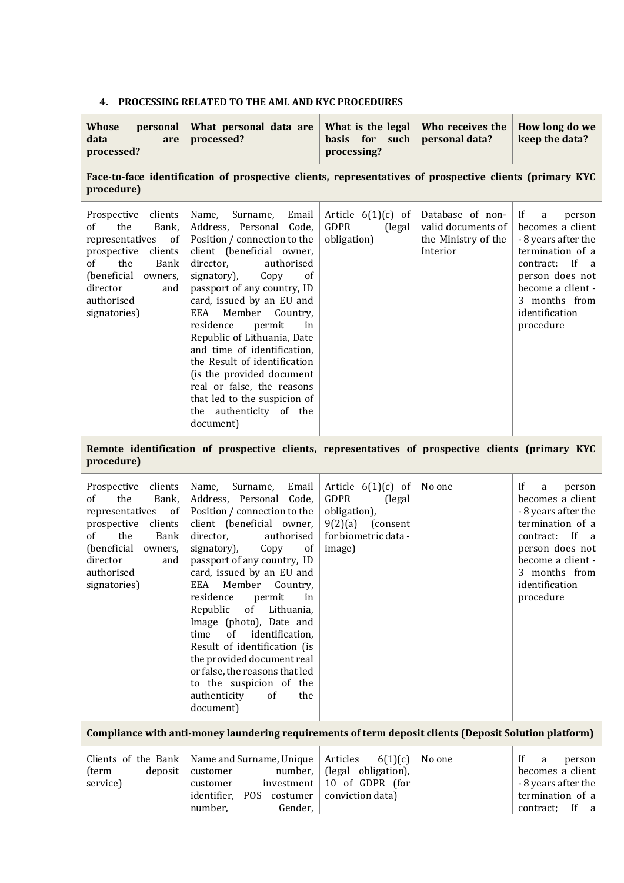## 4. PROCESSING RELATED TO THE AML AND KYC PROCEDURES

| Whose personal data are processed? | What personal data are processed? | What is the legal basis for such processing? | Who receives the personal data? | How long do we keep the data? |
|---|---|---|---|---|
| **Face-to-face identification of prospective clients, representatives of prospective clients (primary KYC procedure)** | | | | |
| Prospective clients of the Bank, representatives of prospective clients of the Bank (beneficial owners, director and authorised signatories) | Name, Surname, Email Address, Personal Code, Position / connection to the client (beneficial owner, director, authorised signatory), Copy of passport of any country, ID card, issued by an EU and EEA Member Country, residence permit in Republic of Lithuania, Date and time of identification, the Result of identification (is the provided document real or false, the reasons that led to the suspicion of the authenticity of the document) | Article 6(1)(c) of GDPR (legal obligation) | Database of non-valid documents of the Ministry of the Interior | If a person becomes a client - 8 years after the termination of a contract: If a person does not become a client - 3 months from identification procedure |
| **Remote identification of prospective clients, representatives of prospective clients (primary KYC procedure)** | | | | |
| Prospective clients of the Bank, representatives of prospective clients of the Bank (beneficial owners, director and authorised signatories) | Name, Surname, Email Address, Personal Code, Position / connection to the client (beneficial owner, director, authorised signatory), Copy of passport of any country, ID card, issued by an EU and EEA Member Country, residence permit in Republic of Lithuania, Image (photo), Date and time of identification, Result of identification (is the provided document real or false, the reasons that led to the suspicion of the authenticity of the document) | Article 6(1)(c) of GDPR (legal obligation), 9(2)(a) (consent for biometric data - image) | No one | If a person becomes a client - 8 years after the termination of a contract: If a person does not become a client - 3 months from identification procedure |
| **Compliance with anti-money laundering requirements of term deposit clients (Deposit Solution platform)** | | | | |
| Clients of the Bank (term deposit service) | Name and Surname, Unique customer number, customer investment identifier, POS costumer number, Gender, | Articles 6(1)(c) (legal obligation), 10 of GDPR (for conviction data) | No one | If a person becomes a client - 8 years after the termination of a contract; If a |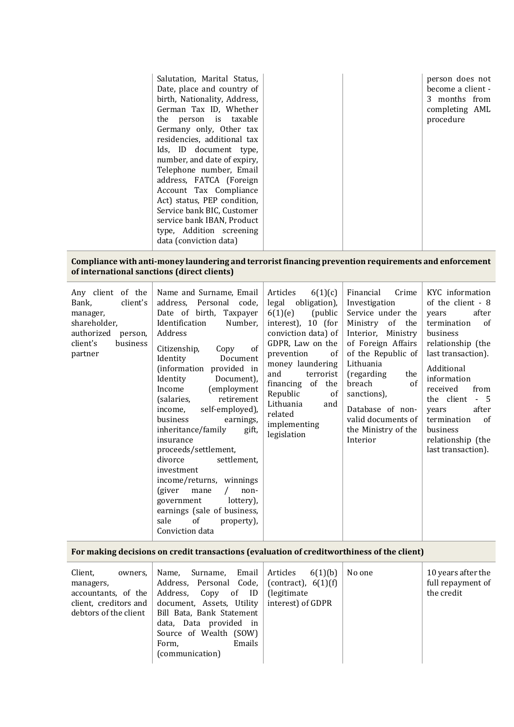| | | | | |
|---|---|---|---|---|
| | Salutation, Marital Status, Date, place and country of birth, Nationality, Address, German Tax ID, Whether the person is taxable Germany only, Other tax residencies, additional tax Ids, ID document type, number, and date of expiry, Telephone number, Email address, FATCA (Foreign Account Tax Compliance Act) status, PEP condition, Service bank BIC, Customer service bank IBAN, Product type, Addition screening data (conviction data) | | | person does not become a client - 3 months from completing AML procedure |
| **Compliance with anti-money laundering and terrorist financing prevention requirements and enforcement of international sanctions (direct clients)** | | | | |
| Any client of the Bank, client's manager, shareholder, authorized person, client's business partner | Name and Surname, Email address, Personal code, Date of birth, Taxpayer Identification Number, Address<br><br>Citizenship, Copy of Identity Document (information provided in Identity Document), Income (employment (salaries, retirement income, self-employed), business earnings, inheritance/family gift, insurance proceeds/settlement, divorce settlement, investment income/returns, winnings (giver mane / non-government lottery), earnings (sale of business, sale of property), Conviction data | Articles 6(1)(c) legal obligation), 6(1)(e) (public interest), 10 (for conviction data) of GDPR, Law on the prevention of money laundering and terrorist financing of the Republic of Lithuania and related implementing legislation | Financial Crime Investigation Service under the Ministry of the Interior, Ministry of Foreign Affairs of the Republic of Lithuania (regarding the breach of sanctions),<br><br>Database of non-valid documents of the Ministry of the Interior | KYC information of the client - 8 years after termination of business relationship (the last transaction).<br><br>Additional information received from the client - 5 years after termination of business relationship (the last transaction). |
| **For making decisions on credit transactions (evaluation of creditworthiness of the client)** | | | | |
| Client, owners, managers, accountants, of the client, creditors and debtors of the client | Name, Surname, Email Address, Personal Code, Address, Copy of ID document, Assets, Utility Bill Bata, Bank Statement data, Data provided in Source of Wealth (SOW) Form, Emails (communication) | Articles 6(1)(b) (contract), 6(1)(f) (legitimate interest) of GDPR | No one | 10 years after the full repayment of the credit |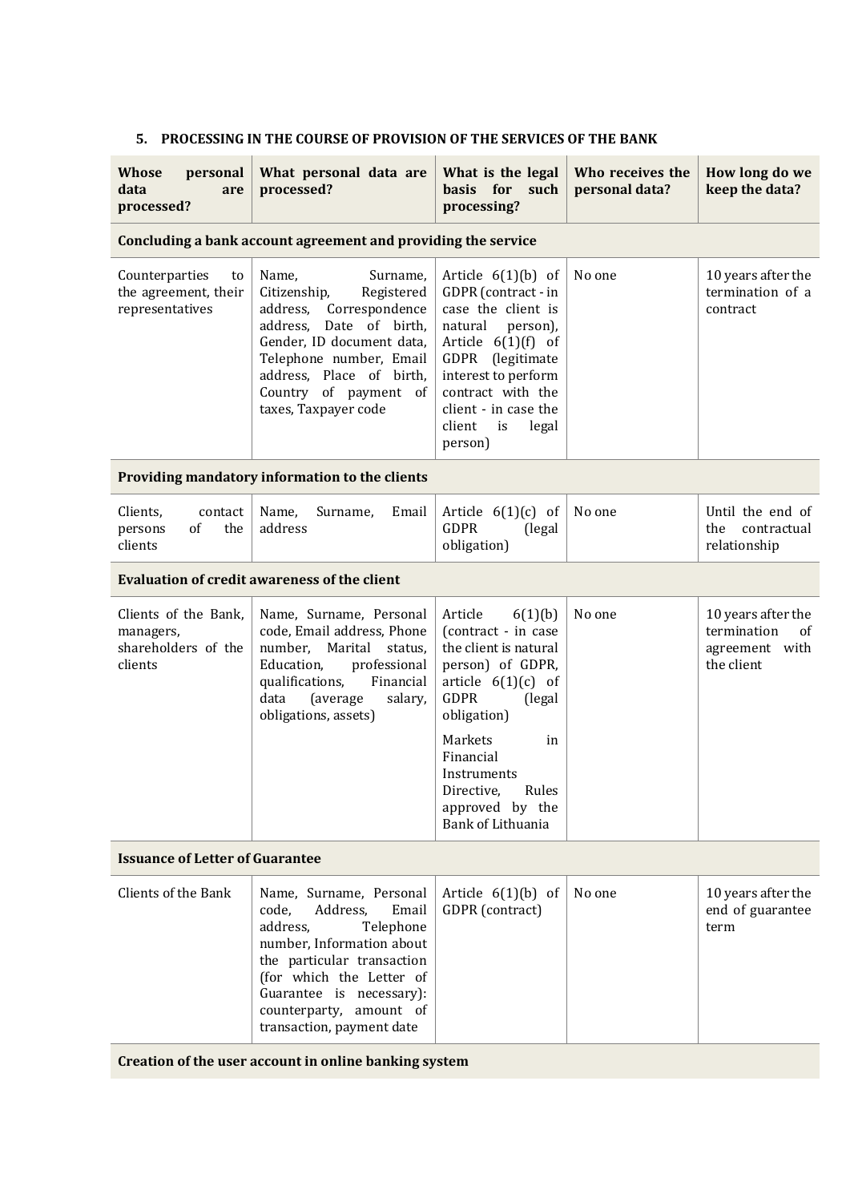## 5. PROCESSING IN THE COURSE OF PROVISION OF THE SERVICES OF THE BANK

| Whose personal data are processed? | What personal data are processed? | What is the legal basis for such processing? | Who receives the personal data? | How long do we keep the data? |
|---|---|---|---|---|
| **Concluding a bank account agreement and providing the service** | | | | |
| Counterparties to the agreement, their representatives | Name, Surname, Citizenship, Registered address, Correspondence address, Date of birth, Gender, ID document data, Telephone number, Email address, Place of birth, Country of payment of taxes, Taxpayer code | Article 6(1)(b) of GDPR (contract - in case the client is natural person), Article 6(1)(f) of GDPR (legitimate interest to perform contract with the client - in case the client is legal person) | No one | 10 years after the termination of a contract |
| **Providing mandatory information to the clients** | | | | |
| Clients, contact persons of the clients | Name, Surname, Email address | Article 6(1)(c) of GDPR (legal obligation) | No one | Until the end of the contractual relationship |
| **Evaluation of credit awareness of the client** | | | | |
| Clients of the Bank, managers, shareholders of the clients | Name, Surname, Personal code, Email address, Phone number, Marital status, Education, professional qualifications, Financial data (average salary, obligations, assets) | Article 6(1)(b) (contract - in case the client is natural person) of GDPR, article 6(1)(c) of GDPR (legal obligation)<br><br>Markets in Financial Instruments Directive, Rules approved by the Bank of Lithuania | No one | 10 years after the termination of agreement with the client |
| **Issuance of Letter of Guarantee** | | | | |
| Clients of the Bank | Name, Surname, Personal code, Address, Email address, Telephone number, Information about the particular transaction (for which the Letter of Guarantee is necessary): counterparty, amount of transaction, payment date | Article 6(1)(b) of GDPR (contract) | No one | 10 years after the end of guarantee term |
| **Creation of the user account in online banking system** | | | | |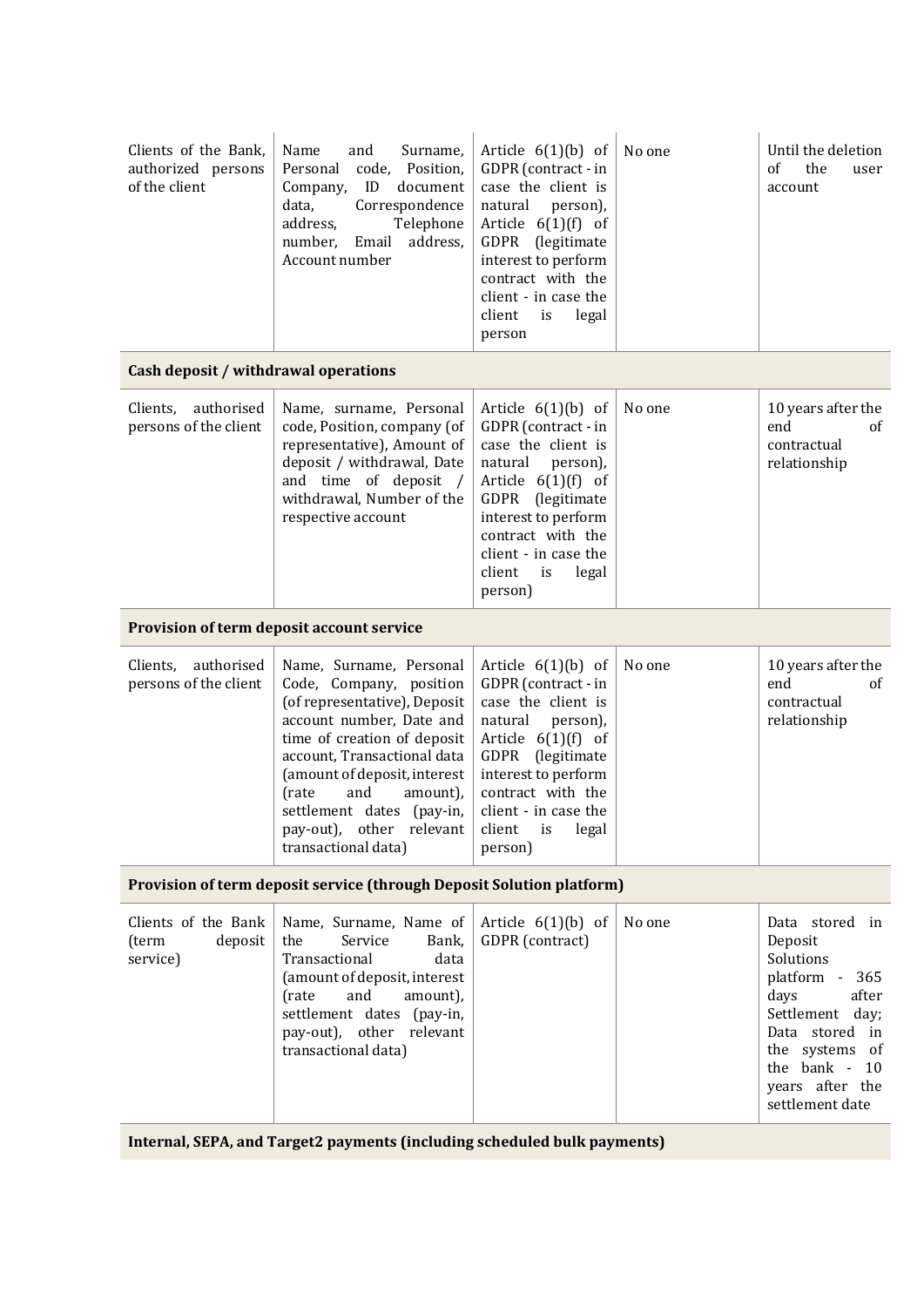| | | | | |
|---|---|---|---|---|
| Clients of the Bank, authorized persons of the client | Name and Surname, Personal code, Position, Company, ID document data, Correspondence address, Telephone number, Email address, Account number | Article 6(1)(b) of GDPR (contract - in case the client is natural person), Article 6(1)(f) of GDPR (legitimate interest to perform contract with the client - in case the client is legal person | No one | Until the deletion of the user account |
| **Cash deposit / withdrawal operations** | | | | |
| Clients, authorised persons of the client | Name, surname, Personal code, Position, company (of representative), Amount of deposit / withdrawal, Date and time of deposit / withdrawal, Number of the respective account | Article 6(1)(b) of GDPR (contract - in case the client is natural person), Article 6(1)(f) of GDPR (legitimate interest to perform contract with the client - in case the client is legal person) | No one | 10 years after the end of contractual relationship |
| **Provision of term deposit account service** | | | | |
| Clients, authorised persons of the client | Name, Surname, Personal Code, Company, position (of representative), Deposit account number, Date and time of creation of deposit account, Transactional data (amount of deposit, interest (rate and amount), settlement dates (pay-in, pay-out), other relevant transactional data) | Article 6(1)(b) of GDPR (contract - in case the client is natural person), Article 6(1)(f) of GDPR (legitimate interest to perform contract with the client - in case the client is legal person) | No one | 10 years after the end of contractual relationship |
| **Provision of term deposit service (through Deposit Solution platform)** | | | | |
| Clients of the Bank (term deposit service) | Name, Surname, Name of the Service Bank, Transactional data (amount of deposit, interest (rate and amount), settlement dates (pay-in, pay-out), other relevant transactional data) | Article 6(1)(b) of GDPR (contract) | No one | Data stored in Deposit Solutions platform - 365 days after Settlement day; Data stored in the systems of the bank - 10 years after the settlement date |
| **Internal, SEPA, and Target2 payments (including scheduled bulk payments)** | | | | |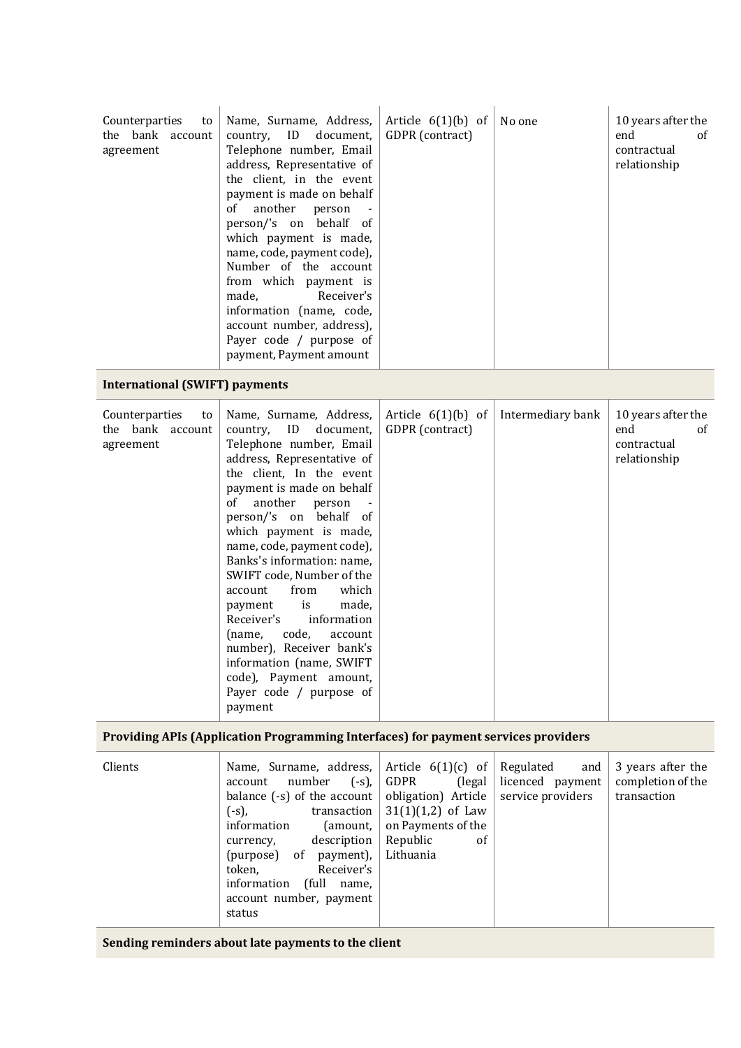| | | | | |
|---|---|---|---|---|
| Counterparties to the bank account agreement | Name, Surname, Address, country, ID document, Telephone number, Email address, Representative of the client, in the event payment is made on behalf of another person - person/'s on behalf of which payment is made, name, code, payment code), Number of the account from which payment is made, Receiver's information (name, code, account number, address), Payer code / purpose of payment, Payment amount | Article 6(1)(b) of GDPR (contract) | No one | 10 years after the end of contractual relationship |
| **International (SWIFT) payments** | | | | |
| Counterparties to the bank account agreement | Name, Surname, Address, country, ID document, Telephone number, Email address, Representative of the client, In the event payment is made on behalf of another person - person/'s on behalf of which payment is made, name, code, payment code), Banks's information: name, SWIFT code, Number of the account from which payment is made, Receiver's information (name, code, account number), Receiver bank's information (name, SWIFT code), Payment amount, Payer code / purpose of payment | Article 6(1)(b) of GDPR (contract) | Intermediary bank | 10 years after the end of contractual relationship |
| **Providing APIs (Application Programming Interfaces) for payment services providers** | | | | |
| Clients | Name, Surname, address, account number (-s), balance (-s) of the account (-s), transaction information (amount, currency, description (purpose) of payment), token, Receiver's information (full name, account number, payment status | Article 6(1)(c) of GDPR (legal obligation) Article 31(1)(1,2) of Law on Payments of the Republic of Lithuania | Regulated and licenced payment service providers | 3 years after the completion of the transaction |
| **Sending reminders about late payments to the client** | | | | |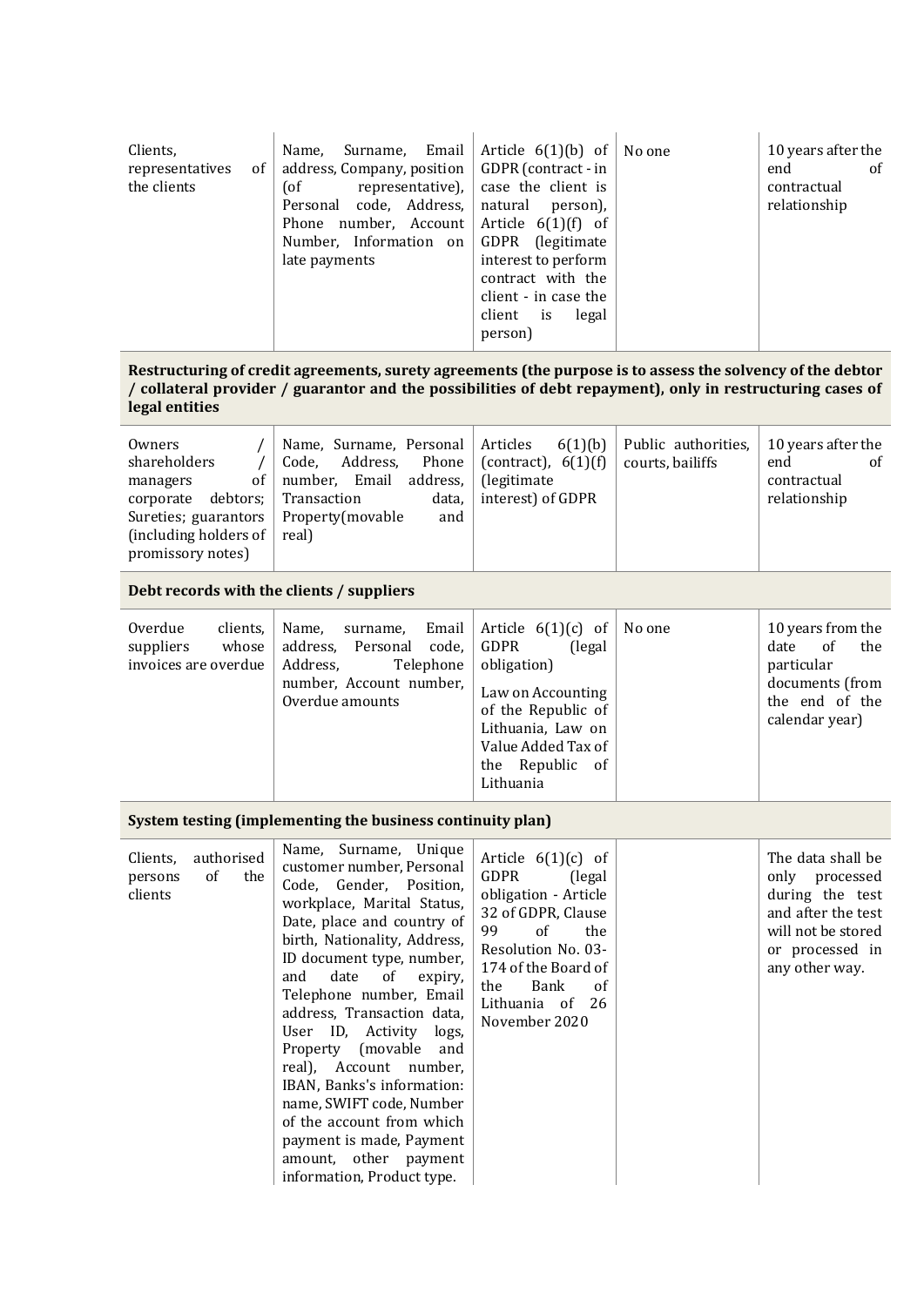| | | | | |
|---|---|---|---|---|
| Clients, representatives of the clients | Name, Surname, Email address, Company, position (of representative), Personal code, Address, Phone number, Account Number, Information on late payments | Article 6(1)(b) of GDPR (contract - in case the client is natural person), Article 6(1)(f) of GDPR (legitimate interest to perform contract with the client - in case the client is legal person) | No one | 10 years after the end of contractual relationship |
| **Restructuring of credit agreements, surety agreements (the purpose is to assess the solvency of the debtor / collateral provider / guarantor and the possibilities of debt repayment), only in restructuring cases of legal entities** | | | | |
| Owners / shareholders / managers of corporate debtors; Sureties; guarantors (including holders of promissory notes) | Name, Surname, Personal Code, Address, Phone number, Email address, Transaction data, Property(movable and real) | Articles 6(1)(b) (contract), 6(1)(f) (legitimate interest) of GDPR | Public authorities, courts, bailiffs | 10 years after the end of contractual relationship |
| **Debt records with the clients / suppliers** | | | | |
| Overdue clients, suppliers whose invoices are overdue | Name, surname, Email address, Personal code, Address, Telephone number, Account number, Overdue amounts | Article 6(1)(c) of GDPR (legal obligation) Law on Accounting of the Republic of Lithuania, Law on Value Added Tax of the Republic of Lithuania | No one | 10 years from the date of the particular documents (from the end of the calendar year) |
| **System testing (implementing the business continuity plan)** | | | | |
| Clients, authorised persons of the clients | Name, Surname, Unique customer number, Personal Code, Gender, Position, workplace, Marital Status, Date, place and country of birth, Nationality, Address, ID document type, number, and date of expiry, Telephone number, Email address, Transaction data, User ID, Activity logs, Property (movable and real), Account number, IBAN, Banks's information: name, SWIFT code, Number of the account from which payment is made, Payment amount, other payment information, Product type. | Article 6(1)(c) of GDPR (legal obligation - Article 32 of GDPR, Clause 99 of the Resolution No. 03-174 of the Board of the Bank of Lithuania of 26 November 2020 | | The data shall be only processed during the test and after the test will not be stored or processed in any other way. |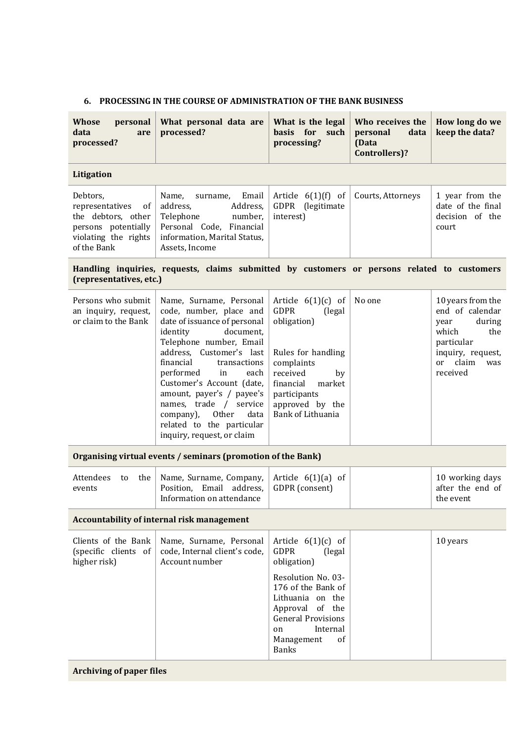## 6. PROCESSING IN THE COURSE OF ADMINISTRATION OF THE BANK BUSINESS

| Whose personal data are processed? | What personal data are processed? | What is the legal basis for such processing? | Who receives the personal data (Data Controllers)? | How long do we keep the data? |
|---|---|---|---|---|
| **Litigation** | | | | |
| Debtors, representatives of the debtors, other persons potentially violating the rights of the Bank | Name, surname, Email address, Address, Telephone number, Personal Code, Financial information, Marital Status, Assets, Income | Article 6(1)(f) of GDPR (legitimate interest) | Courts, Attorneys | 1 year from the date of the final decision of the court |
| **Handling inquiries, requests, claims submitted by customers or persons related to customers (representatives, etc.)** | | | | |
| Persons who submit an inquiry, request, or claim to the Bank | Name, Surname, Personal code, number, place and date of issuance of personal identity document, Telephone number, Email address, Customer's last financial transactions performed in each Customer's Account (date, amount, payer's / payee's names, trade / service company), Other data related to the particular inquiry, request, or claim | Article 6(1)(c) of GDPR (legal obligation)<br><br>Rules for handling complaints received by financial market participants approved by the Bank of Lithuania | No one | 10 years from the end of calendar year during which the particular inquiry, request, or claim was received |
| **Organising virtual events / seminars (promotion of the Bank)** | | | | |
| Attendees to the events | Name, Surname, Company, Position, Email address, Information on attendance | Article 6(1)(a) of GDPR (consent) | | 10 working days after the end of the event |
| **Accountability of internal risk management** | | | | |
| Clients of the Bank (specific clients of higher risk) | Name, Surname, Personal code, Internal client's code, Account number | Article 6(1)(c) of GDPR (legal obligation)<br><br>Resolution No. 03-176 of the Bank of Lithuania on the Approval of the General Provisions on Internal Management of Banks | | 10 years |
| **Archiving of paper files** | | | | |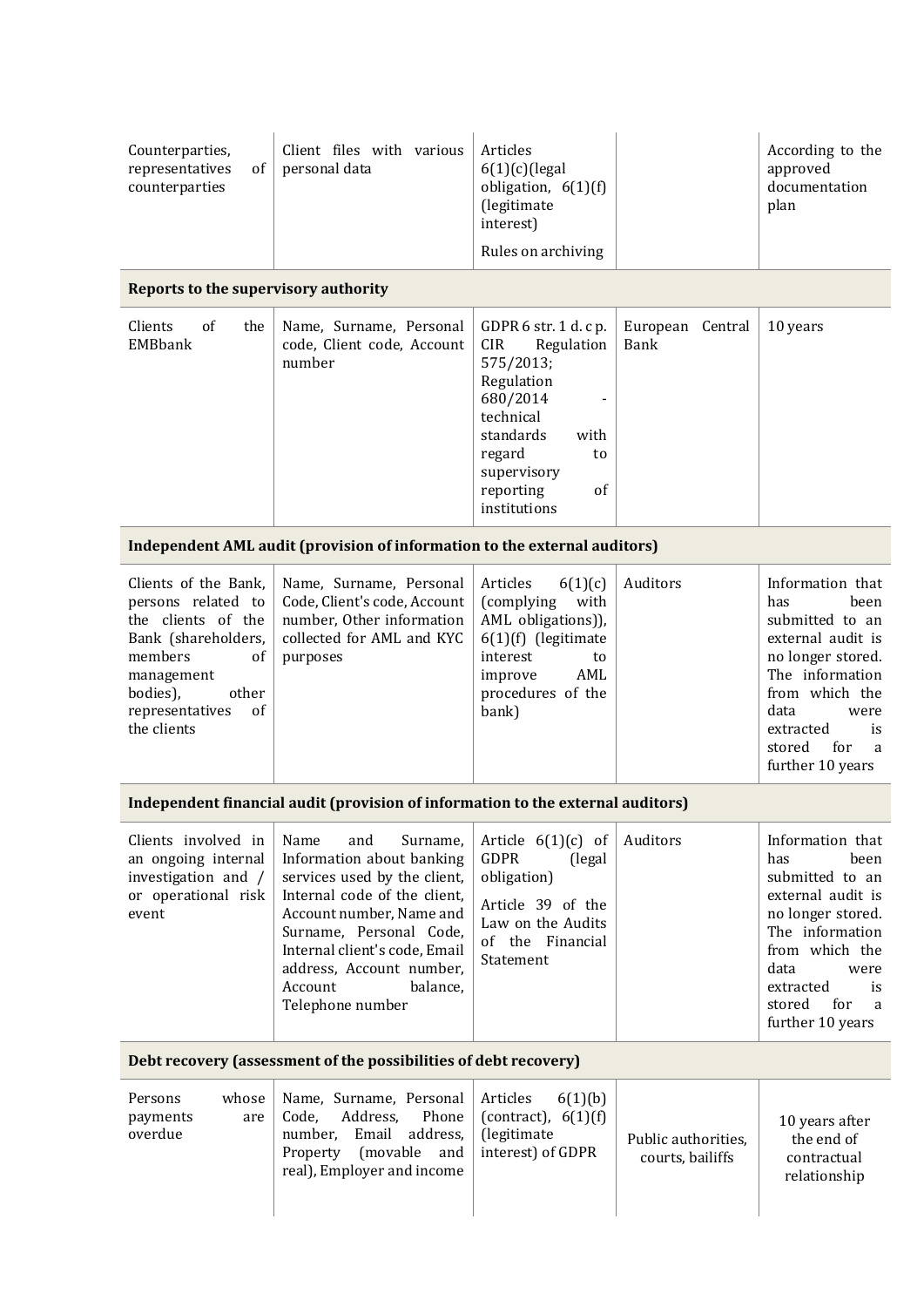| | | | | |
|---|---|---|---|---|
| Counterparties, representatives of counterparties | Client files with various personal data | Articles 6(1)(c)(legal obligation, 6(1)(f) (legitimate interest)<br><br>Rules on archiving | | According to the approved documentation plan |
| **Reports to the supervisory authority** | | | | |
| Clients of the EMBbank | Name, Surname, Personal code, Client code, Account number | GDPR 6 str. 1 d. c p. CIR Regulation 575/2013; Regulation 680/2014 - technical standards with regard to supervisory reporting of institutions | European Central Bank | 10 years |
| **Independent AML audit (provision of information to the external auditors)** | | | | |
| Clients of the Bank, persons related to the clients of the Bank (shareholders, members of management bodies), other representatives of the clients | Name, Surname, Personal Code, Client's code, Account number, Other information collected for AML and KYC purposes | Articles 6(1)(c) (complying with AML obligations)), 6(1)(f) (legitimate interest to improve AML procedures of the bank) | Auditors | Information that has been submitted to an external audit is no longer stored. The information from which the data were extracted is stored for a further 10 years |
| **Independent financial audit (provision of information to the external auditors)** | | | | |
| Clients involved in an ongoing internal investigation and / or operational risk event | Name and Surname, Information about banking services used by the client, Internal code of the client, Account number, Name and Surname, Personal Code, Internal client's code, Email address, Account number, Account balance, Telephone number | Article 6(1)(c) of GDPR (legal obligation)<br><br>Article 39 of the Law on the Audits of the Financial Statement | Auditors | Information that has been submitted to an external audit is no longer stored. The information from which the data were extracted is stored for a further 10 years |
| **Debt recovery (assessment of the possibilities of debt recovery)** | | | | |
| Persons whose payments are overdue | Name, Surname, Personal Code, Address, Phone number, Email address, Property (movable and real), Employer and income | Articles 6(1)(b) (contract), 6(1)(f) (legitimate interest) of GDPR | Public authorities, courts, bailiffs | 10 years after the end of contractual relationship |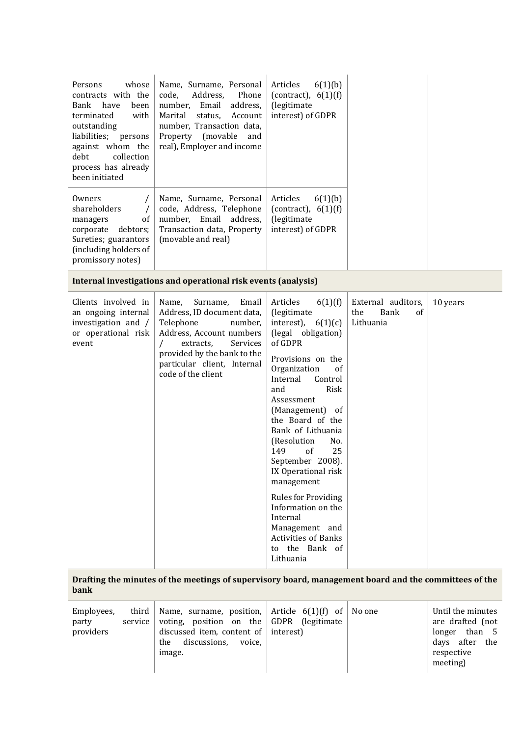| | | | | |
|---|---|---|---|---|
| Persons whose contracts with the Bank have been terminated with outstanding liabilities; persons against whom the debt collection process has already been initiated | Name, Surname, Personal code, Address, Phone number, Email address, Marital status, Account number, Transaction data, Property (movable and real), Employer and income | Articles 6(1)(b) (contract), 6(1)(f) (legitimate interest) of GDPR | | |
| Owners / shareholders / managers of corporate debtors; Sureties; guarantors (including holders of promissory notes) | Name, Surname, Personal code, Address, Telephone number, Email address, Transaction data, Property (movable and real) | Articles 6(1)(b) (contract), 6(1)(f) (legitimate interest) of GDPR | | |
| **Internal investigations and operational risk events (analysis)** | | | | |
| Clients involved in an ongoing internal investigation and / or operational risk event | Name, Surname, Email Address, ID document data, Telephone number, Address, Account numbers / extracts, Services provided by the bank to the particular client, Internal code of the client | Articles 6(1)(f) (legitimate interest), 6(1)(c) (legal obligation) of GDPR<br><br>Provisions on the Organization of Internal Control and Risk Assessment (Management) of the Board of the Bank of Lithuania (Resolution No. 149 of 25 September 2008). IX Operational risk management<br><br>Rules for Providing Information on the Internal Management and Activities of Banks to the Bank of Lithuania | External auditors, the Bank of Lithuania | 10 years |
| **Drafting the minutes of the meetings of supervisory board, management board and the committees of the bank** | | | | |
| Employees, third party service providers | Name, surname, position, voting, position on the discussed item, content of the discussions, voice, image. | Article 6(1)(f) of GDPR (legitimate interest) | No one | Until the minutes are drafted (not longer than 5 days after the respective meeting) |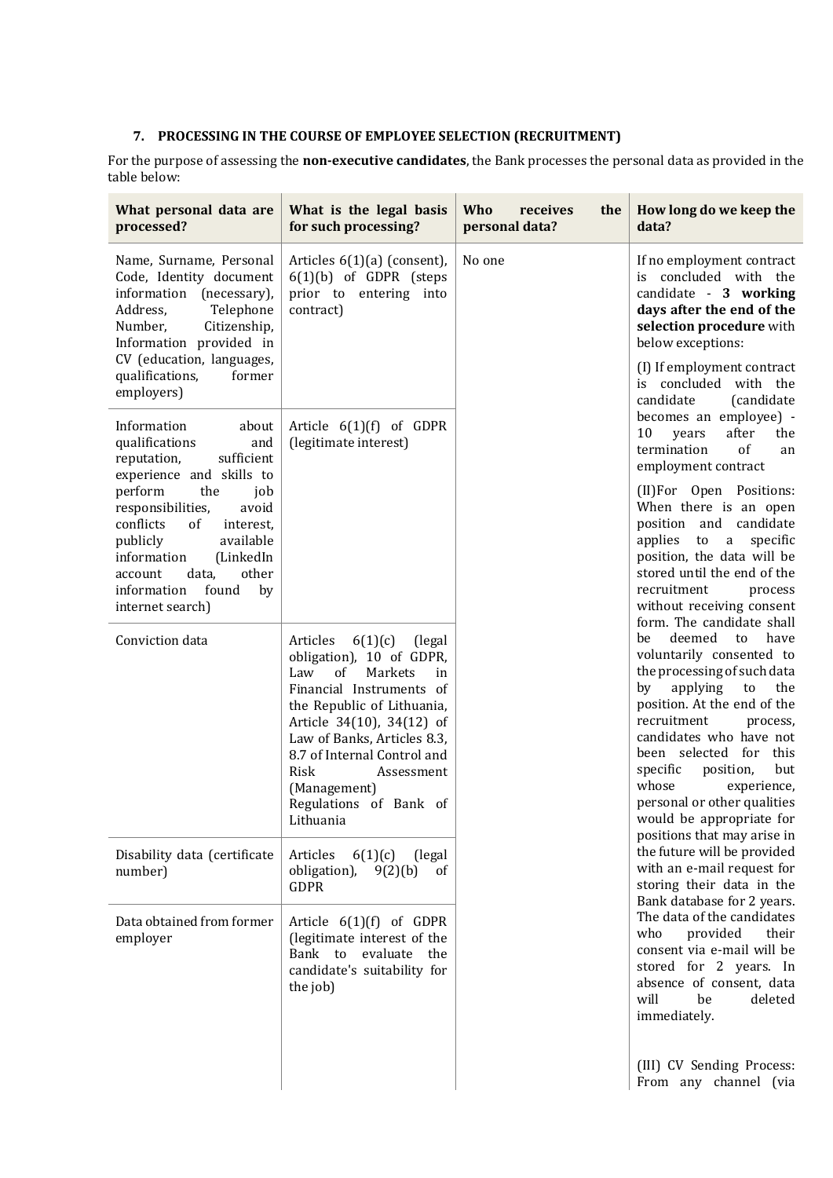### 7. PROCESSING IN THE COURSE OF EMPLOYEE SELECTION (RECRUITMENT)

For the purpose of assessing the **non-executive candidates**, the Bank processes the personal data as provided in the table below:

| What personal data are processed? | What is the legal basis for such processing? | Who receives the personal data? | How long do we keep the data? |
|---|---|---|---|
| Name, Surname, Personal Code, Identity document information (necessary), Address, Telephone Number, Citizenship, Information provided in CV (education, languages, qualifications, former employers) | Articles 6(1)(a) (consent), 6(1)(b) of GDPR (steps prior to entering into contract) | No one | If no employment contract is concluded with the candidate - **3 working days after the end of the selection procedure** with below exceptions:<br><br>(I) If employment contract is concluded with the candidate (candidate becomes an employee) - 10 years after the termination of an employment contract<br><br>(II)For Open Positions: When there is an open position and candidate applies to a specific position, the data will be stored until the end of the recruitment process without receiving consent form. The candidate shall be deemed to have voluntarily consented to the processing of such data by applying to the position. At the end of the recruitment process, candidates who have not been selected for this specific position, but whose experience, personal or other qualities would be appropriate for positions that may arise in the future will be provided with an e-mail request for storing their data in the Bank database for 2 years. The data of the candidates who provided their consent via e-mail will be stored for 2 years. In absence of consent, data will be deleted immediately.<br><br>(III) CV Sending Process: From any channel (via |
| Information about qualifications and reputation, sufficient experience and skills to perform the job responsibilities, avoid conflicts of interest, publicly available information (LinkedIn account data, other information found by internet search) | Article 6(1)(f) of GDPR (legitimate interest) | | |
| Conviction data | Articles 6(1)(c) (legal obligation), 10 of GDPR, Law of Markets in Financial Instruments of the Republic of Lithuania, Article 34(10), 34(12) of Law of Banks, Articles 8.3, 8.7 of Internal Control and Risk Assessment (Management) Regulations of Bank of Lithuania | | |
| Disability data (certificate number) | Articles 6(1)(c) (legal obligation), 9(2)(b) of GDPR | | |
| Data obtained from former employer | Article 6(1)(f) of GDPR (legitimate interest of the Bank to evaluate the candidate's suitability for the job) | | |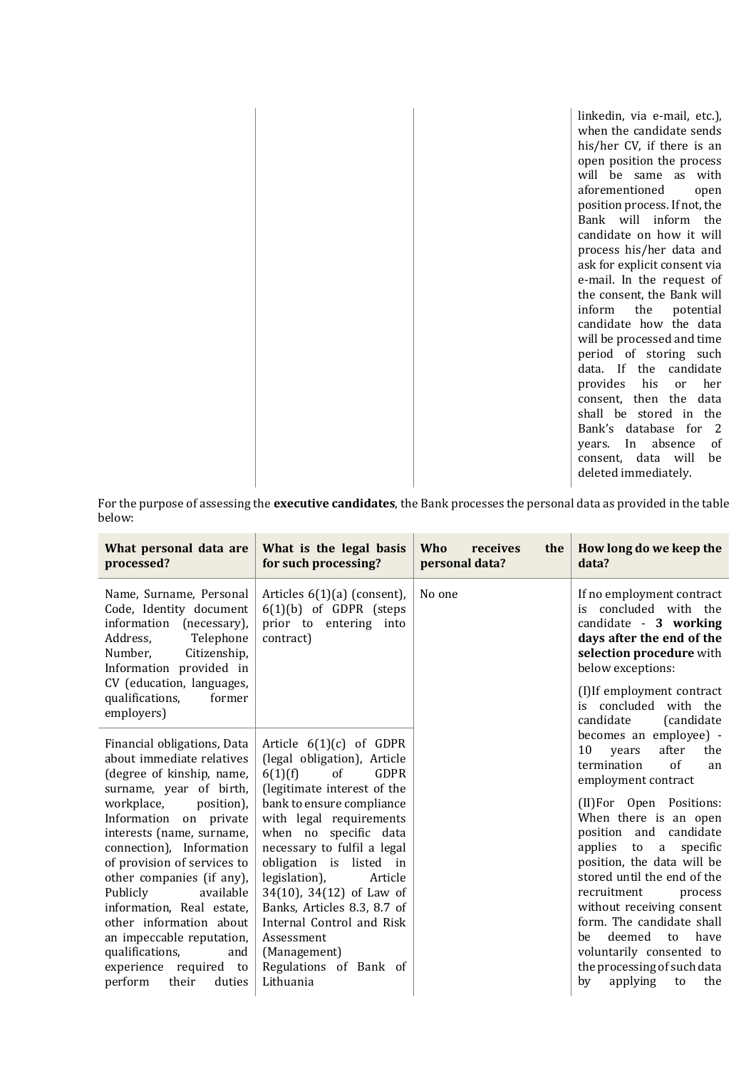| | | | linkedin, via e-mail, etc.), when the candidate sends his/her CV, if there is an open position the process will be same as with aforementioned open position process. If not, the Bank will inform the candidate on how it will process his/her data and ask for explicit consent via e-mail. In the request of the consent, the Bank will inform the potential candidate how the data will be processed and time period of storing such data. If the candidate provides his or her consent, then the data shall be stored in the Bank's database for 2 years. In absence of consent, data will be deleted immediately. |
|---|---|---|---|

For the purpose of assessing the **executive candidates**, the Bank processes the personal data as provided in the table below:

| What personal data are processed? | What is the legal basis for such processing? | Who receives the personal data? | How long do we keep the data? |
|---|---|---|---|
| Name, Surname, Personal Code, Identity document information (necessary), Address, Telephone Number, Citizenship, Information provided in CV (education, languages, qualifications, former employers) | Articles 6(1)(a) (consent), 6(1)(b) of GDPR (steps prior to entering into contract) | No one | If no employment contract is concluded with the candidate - **3 working days after the end of the selection procedure** with below exceptions:<br><br>(I)If employment contract is concluded with the candidate (candidate becomes an employee) - 10 years after the termination of an employment contract<br><br>(II)For Open Positions: When there is an open position and candidate applies to a specific position, the data will be stored until the end of the recruitment process without receiving consent form. The candidate shall be deemed to have voluntarily consented to the processing of such data by applying to the |
| Financial obligations, Data about immediate relatives (degree of kinship, name, surname, year of birth, workplace, position), Information on private interests (name, surname, connection), Information of provision of services to other companies (if any), Publicly available information, Real estate, other information about an impeccable reputation, qualifications, and experience required to perform their duties | Article 6(1)(c) of GDPR (legal obligation), Article 6(1)(f) of GDPR (legitimate interest of the bank to ensure compliance with legal requirements when no specific data necessary to fulfil a legal obligation is listed in legislation), Article 34(10), 34(12) of Law of Banks, Articles 8.3, 8.7 of Internal Control and Risk Assessment (Management) Regulations of Bank of Lithuania | | |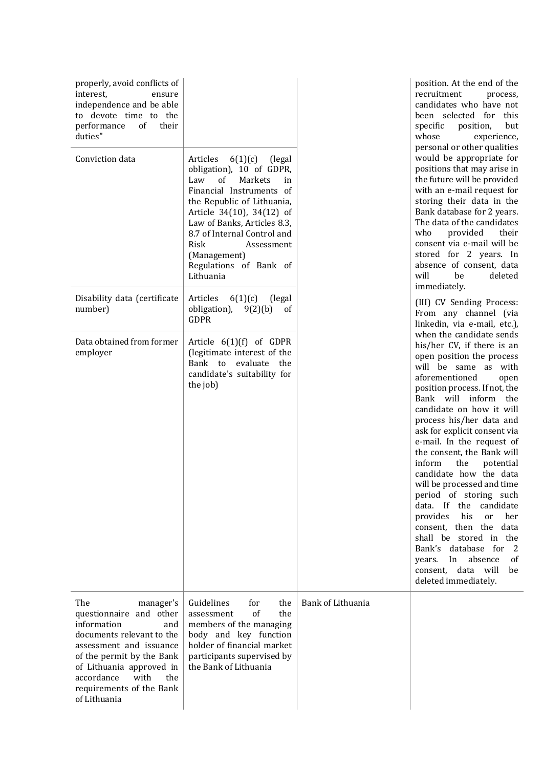| | | | |
|---|---|---|---|
| properly, avoid conflicts of interest, ensure independence and be able to devote time to the performance of their duties" | | | position. At the end of the recruitment process, candidates who have not been selected for this specific position, but whose experience, personal or other qualities would be appropriate for positions that may arise in the future will be provided with an e-mail request for storing their data in the Bank database for 2 years. The data of the candidates who provided their consent via e-mail will be stored for 2 years. In absence of consent, data will be deleted immediately.<br><br>(III) CV Sending Process: From any channel (via linkedin, via e-mail, etc.), when the candidate sends his/her CV, if there is an open position the process will be same as with aforementioned open position process. If not, the Bank will inform the candidate on how it will process his/her data and ask for explicit consent via e-mail. In the request of the consent, the Bank will inform the potential candidate how the data will be processed and time period of storing such data. If the candidate provides his or her consent, then the data shall be stored in the Bank's database for 2 years. In absence of consent, data will be deleted immediately. |
| Conviction data | Articles 6(1)(c) (legal obligation), 10 of GDPR, Law of Markets in Financial Instruments of the Republic of Lithuania, Article 34(10), 34(12) of Law of Banks, Articles 8.3, 8.7 of Internal Control and Risk Assessment (Management) Regulations of Bank of Lithuania | | |
| Disability data (certificate number) | Articles 6(1)(c) (legal obligation), 9(2)(b) of GDPR | | |
| Data obtained from former employer | Article 6(1)(f) of GDPR (legitimate interest of the Bank to evaluate the candidate's suitability for the job) | | |
| The manager's questionnaire and other information and documents relevant to the assessment and issuance of the permit by the Bank of Lithuania approved in accordance with the requirements of the Bank of Lithuania | Guidelines for the assessment of the members of the managing body and key function holder of financial market participants supervised by the Bank of Lithuania | Bank of Lithuania | |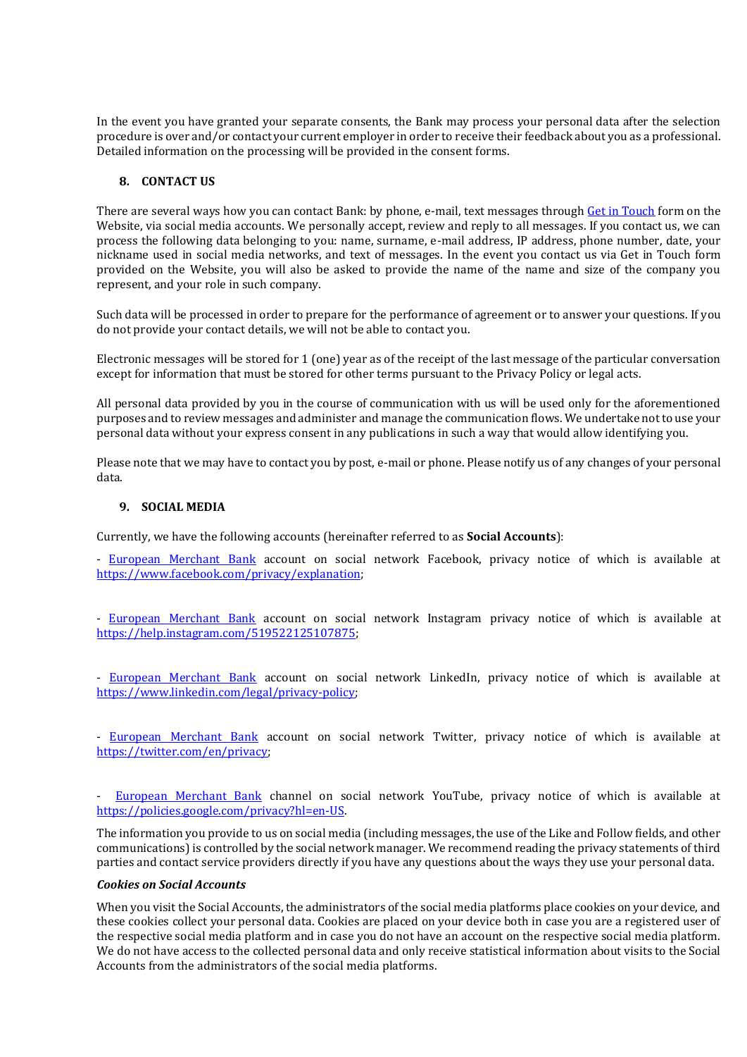In the event you have granted your separate consents, the Bank may process your personal data after the selection procedure is over and/or contact your current employer in order to receive their feedback about you as a professional. Detailed information on the processing will be provided in the consent forms.

## 8. CONTACT US

There are several ways how you can contact Bank: by phone, e-mail, text messages through [Get in Touch]() form on the Website, via social media accounts. We personally accept, review and reply to all messages. If you contact us, we can process the following data belonging to you: name, surname, e-mail address, IP address, phone number, date, your nickname used in social media networks, and text of messages. In the event you contact us via Get in Touch form provided on the Website, you will also be asked to provide the name of the name and size of the company you represent, and your role in such company.

Such data will be processed in order to prepare for the performance of agreement or to answer your questions. If you do not provide your contact details, we will not be able to contact you.

Electronic messages will be stored for 1 (one) year as of the receipt of the last message of the particular conversation except for information that must be stored for other terms pursuant to the Privacy Policy or legal acts.

All personal data provided by you in the course of communication with us will be used only for the aforementioned purposes and to review messages and administer and manage the communication flows. We undertake not to use your personal data without your express consent in any publications in such a way that would allow identifying you.

Please note that we may have to contact you by post, e-mail or phone. Please notify us of any changes of your personal data.

## 9. SOCIAL MEDIA

Currently, we have the following accounts (hereinafter referred to as **Social Accounts**):

- European Merchant Bank account on social network Facebook, privacy notice of which is available at https://www.facebook.com/privacy/explanation;

- European Merchant Bank account on social network Instagram privacy notice of which is available at https://help.instagram.com/519522125107875;

- European Merchant Bank account on social network LinkedIn, privacy notice of which is available at https://www.linkedin.com/legal/privacy-policy;

- European Merchant Bank account on social network Twitter, privacy notice of which is available at https://twitter.com/en/privacy;

- European Merchant Bank channel on social network YouTube, privacy notice of which is available at https://policies.google.com/privacy?hl=en-US.

The information you provide to us on social media (including messages, the use of the Like and Follow fields, and other communications) is controlled by the social network manager. We recommend reading the privacy statements of third parties and contact service providers directly if you have any questions about the ways they use your personal data.

***Cookies on Social Accounts***

When you visit the Social Accounts, the administrators of the social media platforms place cookies on your device, and these cookies collect your personal data. Cookies are placed on your device both in case you are a registered user of the respective social media platform and in case you do not have an account on the respective social media platform. We do not have access to the collected personal data and only receive statistical information about visits to the Social Accounts from the administrators of the social media platforms.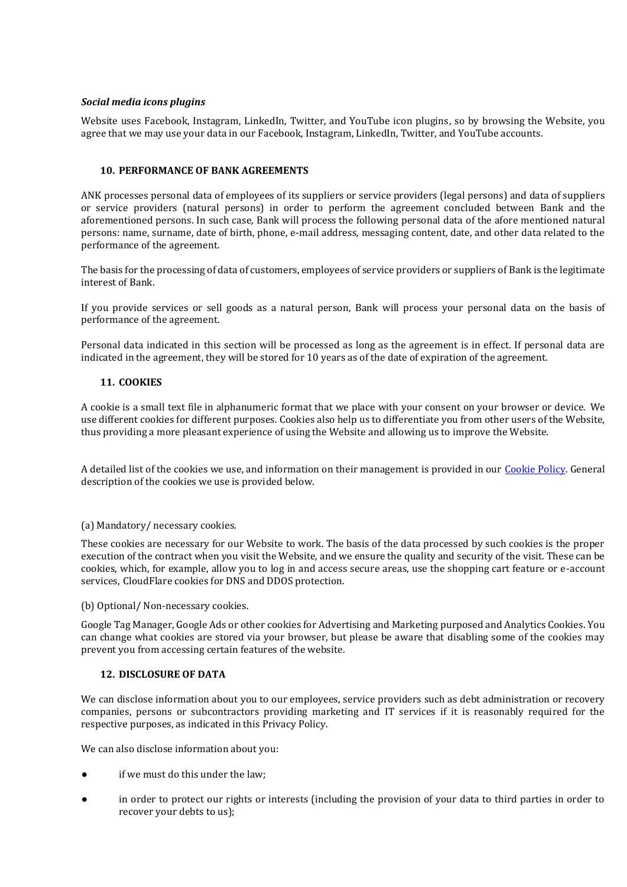***Social media icons plugins***

Website uses Facebook, Instagram, LinkedIn, Twitter, and YouTube icon plugins, so by browsing the Website, you agree that we may use your data in our Facebook, Instagram, LinkedIn, Twitter, and YouTube accounts.

## 10. PERFORMANCE OF BANK AGREEMENTS

ANK processes personal data of employees of its suppliers or service providers (legal persons) and data of suppliers or service providers (natural persons) in order to perform the agreement concluded between Bank and the aforementioned persons. In such case, Bank will process the following personal data of the afore mentioned natural persons: name, surname, date of birth, phone, e-mail address, messaging content, date, and other data related to the performance of the agreement.

The basis for the processing of data of customers, employees of service providers or suppliers of Bank is the legitimate interest of Bank.

If you provide services or sell goods as a natural person, Bank will process your personal data on the basis of performance of the agreement.

Personal data indicated in this section will be processed as long as the agreement is in effect. If personal data are indicated in the agreement, they will be stored for 10 years as of the date of expiration of the agreement.

## 11. COOKIES

A cookie is a small text file in alphanumeric format that we place with your consent on your browser or device. We use different cookies for different purposes. Cookies also help us to differentiate you from other users of the Website, thus providing a more pleasant experience of using the Website and allowing us to improve the Website.

A detailed list of the cookies we use, and information on their management is provided in our Cookie Policy. General description of the cookies we use is provided below.

(a) Mandatory/ necessary cookies.

These cookies are necessary for our Website to work. The basis of the data processed by such cookies is the proper execution of the contract when you visit the Website, and we ensure the quality and security of the visit. These can be cookies, which, for example, allow you to log in and access secure areas, use the shopping cart feature or e-account services, CloudFlare cookies for DNS and DDOS protection.

(b) Optional/ Non-necessary cookies.

Google Tag Manager, Google Ads or other cookies for Advertising and Marketing purposed and Analytics Cookies. You can change what cookies are stored via your browser, but please be aware that disabling some of the cookies may prevent you from accessing certain features of the website.

## 12. DISCLOSURE OF DATA

We can disclose information about you to our employees, service providers such as debt administration or recovery companies, persons or subcontractors providing marketing and IT services if it is reasonably required for the respective purposes, as indicated in this Privacy Policy.

We can also disclose information about you:

- if we must do this under the law;
- in order to protect our rights or interests (including the provision of your data to third parties in order to recover your debts to us);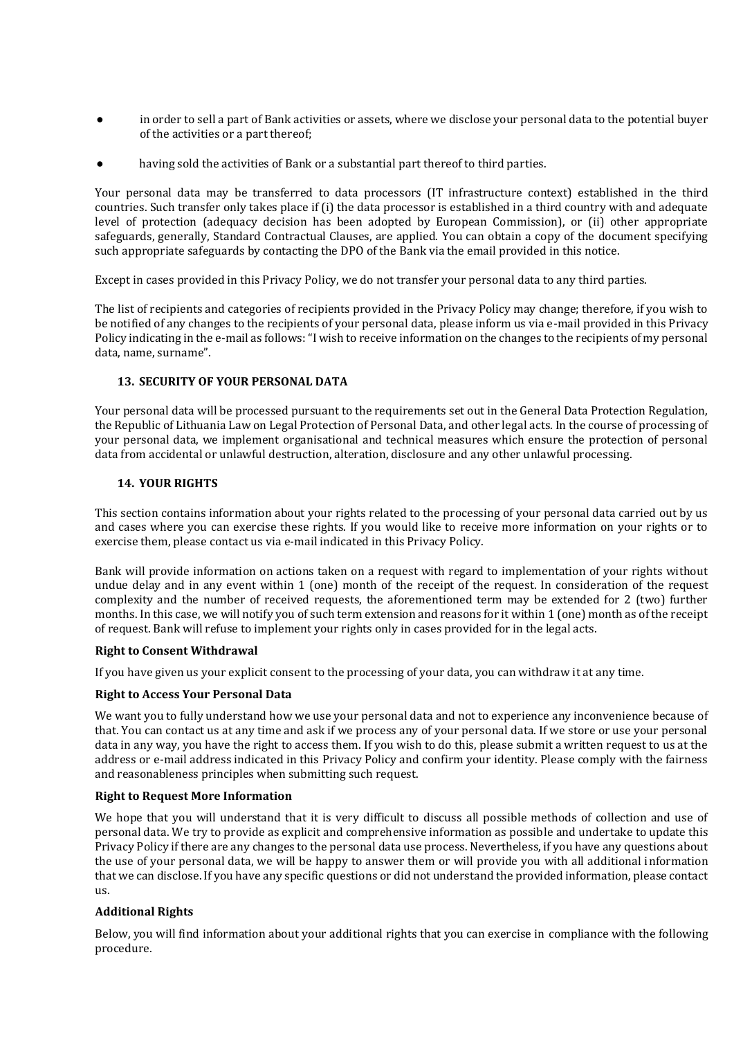- in order to sell a part of Bank activities or assets, where we disclose your personal data to the potential buyer of the activities or a part thereof;
- having sold the activities of Bank or a substantial part thereof to third parties.

Your personal data may be transferred to data processors (IT infrastructure context) established in the third countries. Such transfer only takes place if (i) the data processor is established in a third country with and adequate level of protection (adequacy decision has been adopted by European Commission), or (ii) other appropriate safeguards, generally, Standard Contractual Clauses, are applied. You can obtain a copy of the document specifying such appropriate safeguards by contacting the DPO of the Bank via the email provided in this notice.

Except in cases provided in this Privacy Policy, we do not transfer your personal data to any third parties.

The list of recipients and categories of recipients provided in the Privacy Policy may change; therefore, if you wish to be notified of any changes to the recipients of your personal data, please inform us via e-mail provided in this Privacy Policy indicating in the e-mail as follows: "I wish to receive information on the changes to the recipients of my personal data, name, surname".

## 13. SECURITY OF YOUR PERSONAL DATA

Your personal data will be processed pursuant to the requirements set out in the General Data Protection Regulation, the Republic of Lithuania Law on Legal Protection of Personal Data, and other legal acts. In the course of processing of your personal data, we implement organisational and technical measures which ensure the protection of personal data from accidental or unlawful destruction, alteration, disclosure and any other unlawful processing.

## 14. YOUR RIGHTS

This section contains information about your rights related to the processing of your personal data carried out by us and cases where you can exercise these rights. If you would like to receive more information on your rights or to exercise them, please contact us via e-mail indicated in this Privacy Policy.

Bank will provide information on actions taken on a request with regard to implementation of your rights without undue delay and in any event within 1 (one) month of the receipt of the request. In consideration of the request complexity and the number of received requests, the aforementioned term may be extended for 2 (two) further months. In this case, we will notify you of such term extension and reasons for it within 1 (one) month as of the receipt of request. Bank will refuse to implement your rights only in cases provided for in the legal acts.

**Right to Consent Withdrawal**

If you have given us your explicit consent to the processing of your data, you can withdraw it at any time.

**Right to Access Your Personal Data**

We want you to fully understand how we use your personal data and not to experience any inconvenience because of that. You can contact us at any time and ask if we process any of your personal data. If we store or use your personal data in any way, you have the right to access them. If you wish to do this, please submit a written request to us at the address or e-mail address indicated in this Privacy Policy and confirm your identity. Please comply with the fairness and reasonableness principles when submitting such request.

**Right to Request More Information**

We hope that you will understand that it is very difficult to discuss all possible methods of collection and use of personal data. We try to provide as explicit and comprehensive information as possible and undertake to update this Privacy Policy if there are any changes to the personal data use process. Nevertheless, if you have any questions about the use of your personal data, we will be happy to answer them or will provide you with all additional information that we can disclose. If you have any specific questions or did not understand the provided information, please contact us.

**Additional Rights**

Below, you will find information about your additional rights that you can exercise in compliance with the following procedure.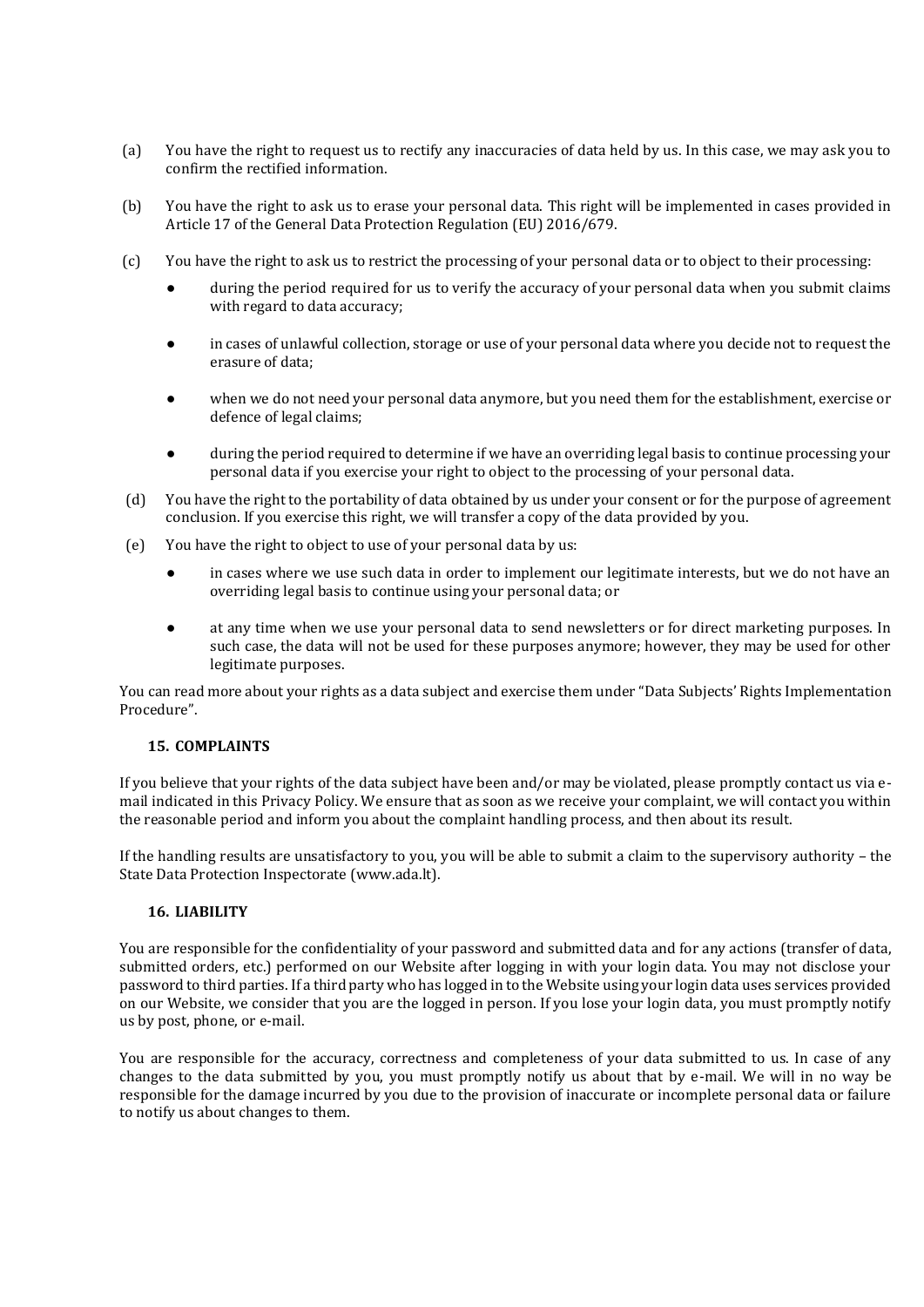(a) You have the right to request us to rectify any inaccuracies of data held by us. In this case, we may ask you to confirm the rectified information.

(b) You have the right to ask us to erase your personal data. This right will be implemented in cases provided in Article 17 of the General Data Protection Regulation (EU) 2016/679.

(c) You have the right to ask us to restrict the processing of your personal data or to object to their processing:

- during the period required for us to verify the accuracy of your personal data when you submit claims with regard to data accuracy;
- in cases of unlawful collection, storage or use of your personal data where you decide not to request the erasure of data;
- when we do not need your personal data anymore, but you need them for the establishment, exercise or defence of legal claims;
- during the period required to determine if we have an overriding legal basis to continue processing your personal data if you exercise your right to object to the processing of your personal data.

(d) You have the right to the portability of data obtained by us under your consent or for the purpose of agreement conclusion. If you exercise this right, we will transfer a copy of the data provided by you.

(e) You have the right to object to use of your personal data by us:

- in cases where we use such data in order to implement our legitimate interests, but we do not have an overriding legal basis to continue using your personal data; or
- at any time when we use your personal data to send newsletters or for direct marketing purposes. In such case, the data will not be used for these purposes anymore; however, they may be used for other legitimate purposes.

You can read more about your rights as a data subject and exercise them under "Data Subjects' Rights Implementation Procedure".

## 15. COMPLAINTS

If you believe that your rights of the data subject have been and/or may be violated, please promptly contact us via e-mail indicated in this Privacy Policy. We ensure that as soon as we receive your complaint, we will contact you within the reasonable period and inform you about the complaint handling process, and then about its result.

If the handling results are unsatisfactory to you, you will be able to submit a claim to the supervisory authority – the State Data Protection Inspectorate (www.ada.lt).

## 16. LIABILITY

You are responsible for the confidentiality of your password and submitted data and for any actions (transfer of data, submitted orders, etc.) performed on our Website after logging in with your login data. You may not disclose your password to third parties. If a third party who has logged in to the Website using your login data uses services provided on our Website, we consider that you are the logged in person. If you lose your login data, you must promptly notify us by post, phone, or e-mail.

You are responsible for the accuracy, correctness and completeness of your data submitted to us. In case of any changes to the data submitted by you, you must promptly notify us about that by e-mail. We will in no way be responsible for the damage incurred by you due to the provision of inaccurate or incomplete personal data or failure to notify us about changes to them.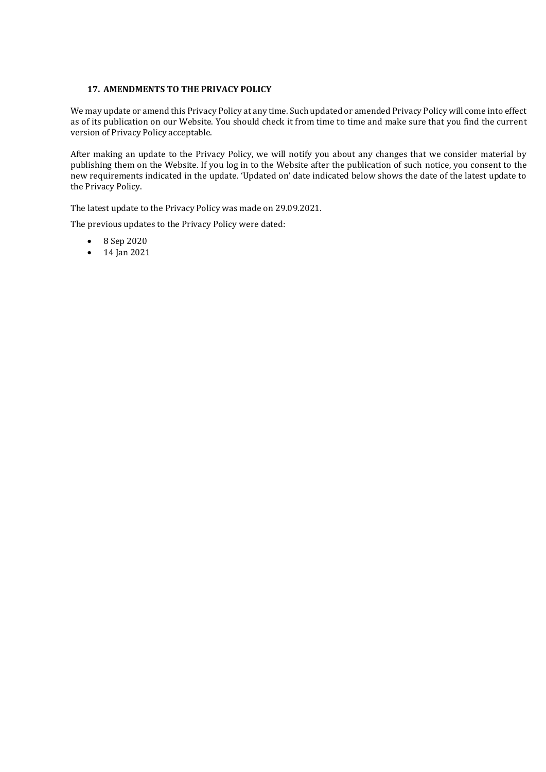## 17. AMENDMENTS TO THE PRIVACY POLICY

We may update or amend this Privacy Policy at any time. Such updated or amended Privacy Policy will come into effect as of its publication on our Website. You should check it from time to time and make sure that you find the current version of Privacy Policy acceptable.

After making an update to the Privacy Policy, we will notify you about any changes that we consider material by publishing them on the Website. If you log in to the Website after the publication of such notice, you consent to the new requirements indicated in the update. 'Updated on' date indicated below shows the date of the latest update to the Privacy Policy.

The latest update to the Privacy Policy was made on 29.09.2021.

The previous updates to the Privacy Policy were dated:

- 8 Sep 2020
- 14 Jan 2021